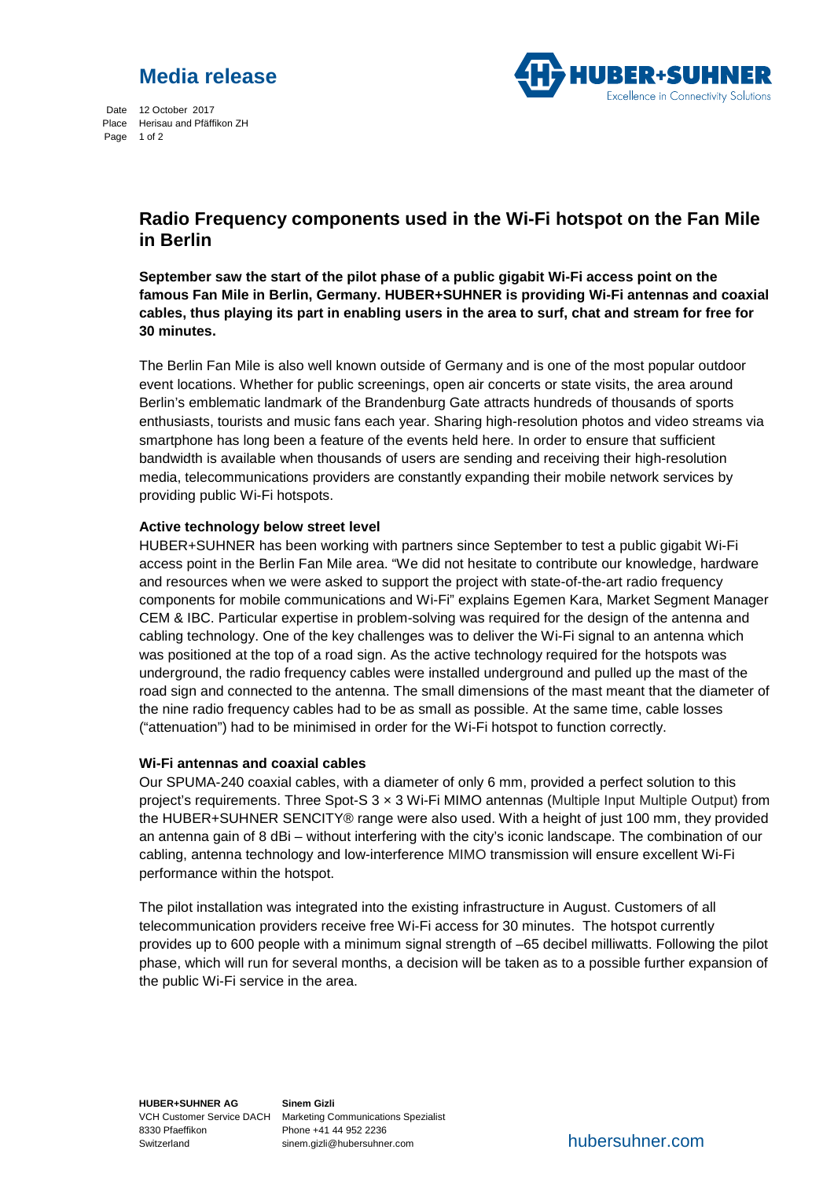# Media release

Date 12 October 2017
Place Herisau and Pfäffikon ZH

## Radio Frequency components used in the Wi-Fi hotspot on the Fan Mile in Berlin

**September saw the start of the pilot phase of a public gigabit Wi-Fi access point on the famous Fan Mile in Berlin, Germany. HUBER+SUHNER is providing Wi-Fi antennas and coaxial cables, thus playing its part in enabling users in the area to surf, chat and stream for free for 30 minutes.**

The Berlin Fan Mile is also well known outside of Germany and is one of the most popular outdoor event locations. Whether for public screenings, open air concerts or state visits, the area around Berlin's emblematic landmark of the Brandenburg Gate attracts hundreds of thousands of sports enthusiasts, tourists and music fans each year. Sharing high-resolution photos and video streams via smartphone has long been a feature of the events held here. In order to ensure that sufficient bandwidth is available when thousands of users are sending and receiving their high-resolution media, telecommunications providers are constantly expanding their mobile network services by providing public Wi-Fi hotspots.

### Active technology below street level

HUBER+SUHNER has been working with partners since September to test a public gigabit Wi-Fi access point in the Berlin Fan Mile area. "We did not hesitate to contribute our knowledge, hardware and resources when we were asked to support the project with state-of-the-art radio frequency components for mobile communications and Wi-Fi" explains Egemen Kara, Market Segment Manager CEM & IBC. Particular expertise in problem-solving was required for the design of the antenna and cabling technology. One of the key challenges was to deliver the Wi-Fi signal to an antenna which was positioned at the top of a road sign. As the active technology required for the hotspots was underground, the radio frequency cables were installed underground and pulled up the mast of the road sign and connected to the antenna. The small dimensions of the mast meant that the diameter of the nine radio frequency cables had to be as small as possible. At the same time, cable losses ("attenuation") had to be minimised in order for the Wi-Fi hotspot to function correctly.

### Wi-Fi antennas and coaxial cables

Our SPUMA-240 coaxial cables, with a diameter of only 6 mm, provided a perfect solution to this project's requirements. Three Spot-S 3 × 3 Wi-Fi MIMO antennas (Multiple Input Multiple Output) from the HUBER+SUHNER SENCITY® range were also used. With a height of just 100 mm, they provided an antenna gain of 8 dBi – without interfering with the city's iconic landscape. The combination of our cabling, antenna technology and low-interference MIMO transmission will ensure excellent Wi-Fi performance within the hotspot.

The pilot installation was integrated into the existing infrastructure in August. Customers of all telecommunication providers receive free Wi-Fi access for 30 minutes. The hotspot currently provides up to 600 people with a minimum signal strength of –65 decibel milliwatts. Following the pilot phase, which will run for several months, a decision will be taken as to a possible further expansion of the public Wi-Fi service in the area.

**HUBER+SUHNER AG**
VCH Customer Service DACH
8330 Pfaeffikon
Switzerland

**Sinem Gizli**
Marketing Communications Spezialist
Phone +41 44 952 2236
sinem.gizli@hubersuhner.com

hubersuhner.com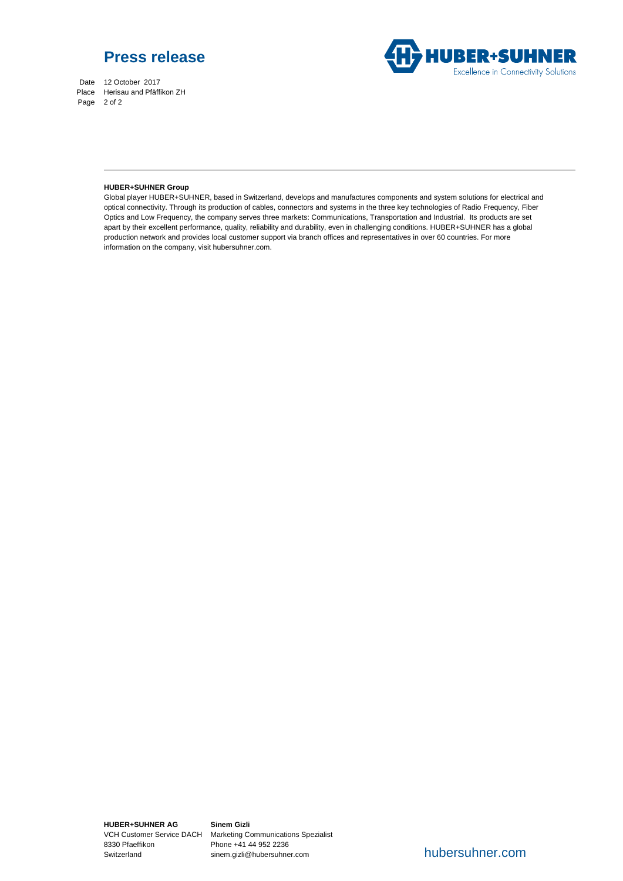**HUBER+SUHNER Group**

Global player HUBER+SUHNER, based in Switzerland, develops and manufactures components and system solutions for electrical and optical connectivity. Through its production of cables, connectors and systems in the three key technologies of Radio Frequency, Fiber Optics and Low Frequency, the company serves three markets: Communications, Transportation and Industrial. Its products are set apart by their excellent performance, quality, reliability and durability, even in challenging conditions. HUBER+SUHNER has a global production network and provides local customer support via branch offices and representatives in over 60 countries. For more information on the company, visit hubersuhner.com.

**HUBER+SUHNER AG**
VCH Customer Service DACH
8330 Pfaeffikon
Switzerland

**Sinem Gizli**
Marketing Communications Spezialist
Phone +41 44 952 2236
sinem.gizli@hubersuhner.com

hubersuhner.com